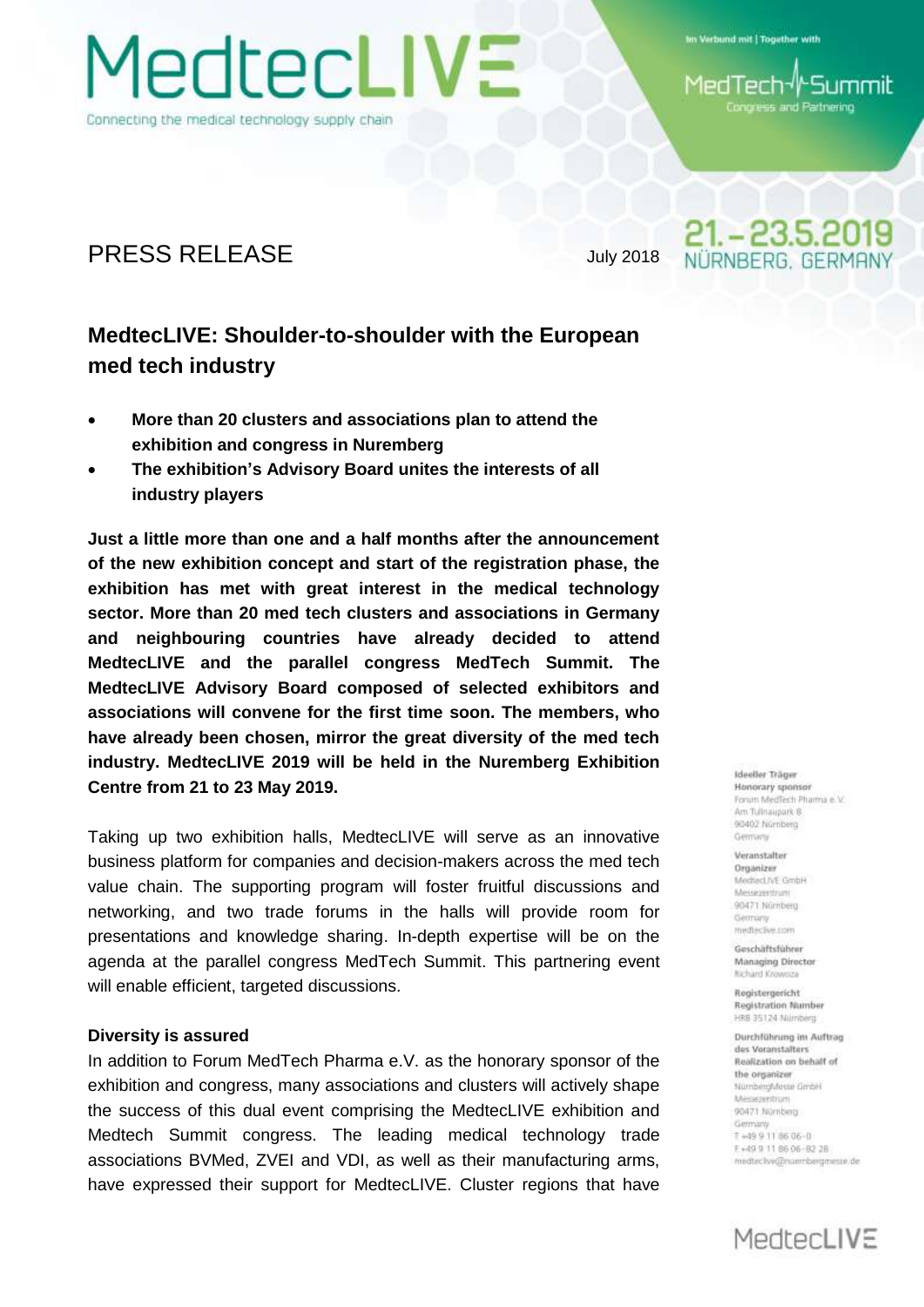MedtecLIVE

Connecting the medical technology supply chain

Im Verbund mit | Together with

MedTech Summit
Congress and Partnering

21.–23.5.2019
NÜRNBERG, GERMANY

# PRESS RELEASE

July 2018

## MedtecLIVE: Shoulder-to-shoulder with the European med tech industry

- **More than 20 clusters and associations plan to attend the exhibition and congress in Nuremberg**
- **The exhibition's Advisory Board unites the interests of all industry players**

**Just a little more than one and a half months after the announcement of the new exhibition concept and start of the registration phase, the exhibition has met with great interest in the medical technology sector. More than 20 med tech clusters and associations in Germany and neighbouring countries have already decided to attend MedtecLIVE and the parallel congress MedTech Summit. The MedtecLIVE Advisory Board composed of selected exhibitors and associations will convene for the first time soon. The members, who have already been chosen, mirror the great diversity of the med tech industry. MedtecLIVE 2019 will be held in the Nuremberg Exhibition Centre from 21 to 23 May 2019.**

Taking up two exhibition halls, MedtecLIVE will serve as an innovative business platform for companies and decision-makers across the med tech value chain. The supporting program will foster fruitful discussions and networking, and two trade forums in the halls will provide room for presentations and knowledge sharing. In-depth expertise will be on the agenda at the parallel congress MedTech Summit. This partnering event will enable efficient, targeted discussions.

### Diversity is assured

In addition to Forum MedTech Pharma e.V. as the honorary sponsor of the exhibition and congress, many associations and clusters will actively shape the success of this dual event comprising the MedtecLIVE exhibition and Medtech Summit congress. The leading medical technology trade associations BVMed, ZVEI and VDI, as well as their manufacturing arms, have expressed their support for MedtecLIVE. Cluster regions that have

Ideeller Träger
Honorary sponsor
Forum MedTech Pharma e.V.
Am Tullnaupark 8
90402 Nürnberg
Germany

Veranstalter
Organizer
MedtecLIVE GmbH
Messezentrum
90471 Nürnberg
Germany
medteclive.com

Geschäftsführer
Managing Director
Richard Krowoza

Registergericht
Registration Number
HRB 35124 Nürnberg

Durchführung im Auftrag des Veranstalters
Realization on behalf of the organizer
NürnbergMesse GmbH
Messezentrum
90471 Nürnberg
Germany
T +49 9 11 86 06-0
F +49 9 11 86 06-82 28
medteclive@nuernbergmesse.de

MedtecLIVE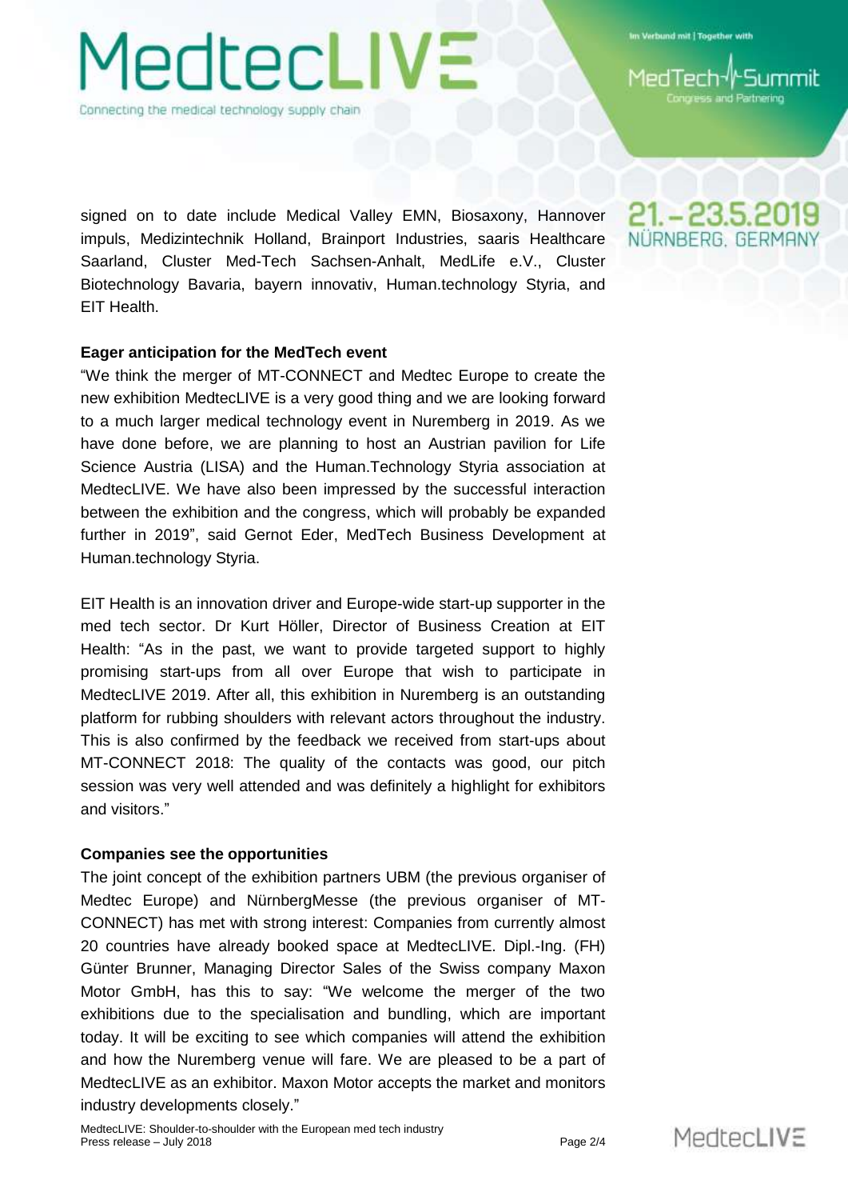signed on to date include Medical Valley EMN, Biosaxony, Hannover impuls, Medizintechnik Holland, Brainport Industries, saaris Healthcare Saarland, Cluster Med-Tech Sachsen-Anhalt, MedLife e.V., Cluster Biotechnology Bavaria, bayern innovativ, Human.technology Styria, and EIT Health.

**Eager anticipation for the MedTech event**

"We think the merger of MT-CONNECT and Medtec Europe to create the new exhibition MedtecLIVE is a very good thing and we are looking forward to a much larger medical technology event in Nuremberg in 2019. As we have done before, we are planning to host an Austrian pavilion for Life Science Austria (LISA) and the Human.Technology Styria association at MedtecLIVE. We have also been impressed by the successful interaction between the exhibition and the congress, which will probably be expanded further in 2019", said Gernot Eder, MedTech Business Development at Human.technology Styria.

EIT Health is an innovation driver and Europe-wide start-up supporter in the med tech sector. Dr Kurt Höller, Director of Business Creation at EIT Health: "As in the past, we want to provide targeted support to highly promising start-ups from all over Europe that wish to participate in MedtecLIVE 2019. After all, this exhibition in Nuremberg is an outstanding platform for rubbing shoulders with relevant actors throughout the industry. This is also confirmed by the feedback we received from start-ups about MT-CONNECT 2018: The quality of the contacts was good, our pitch session was very well attended and was definitely a highlight for exhibitors and visitors."

**Companies see the opportunities**

The joint concept of the exhibition partners UBM (the previous organiser of Medtec Europe) and NürnbergMesse (the previous organiser of MT-CONNECT) has met with strong interest: Companies from currently almost 20 countries have already booked space at MedtecLIVE. Dipl.-Ing. (FH) Günter Brunner, Managing Director Sales of the Swiss company Maxon Motor GmbH, has this to say: "We welcome the merger of the two exhibitions due to the specialisation and bundling, which are important today. It will be exciting to see which companies will attend the exhibition and how the Nuremberg venue will fare. We are pleased to be a part of MedtecLIVE as an exhibitor. Maxon Motor accepts the market and monitors industry developments closely."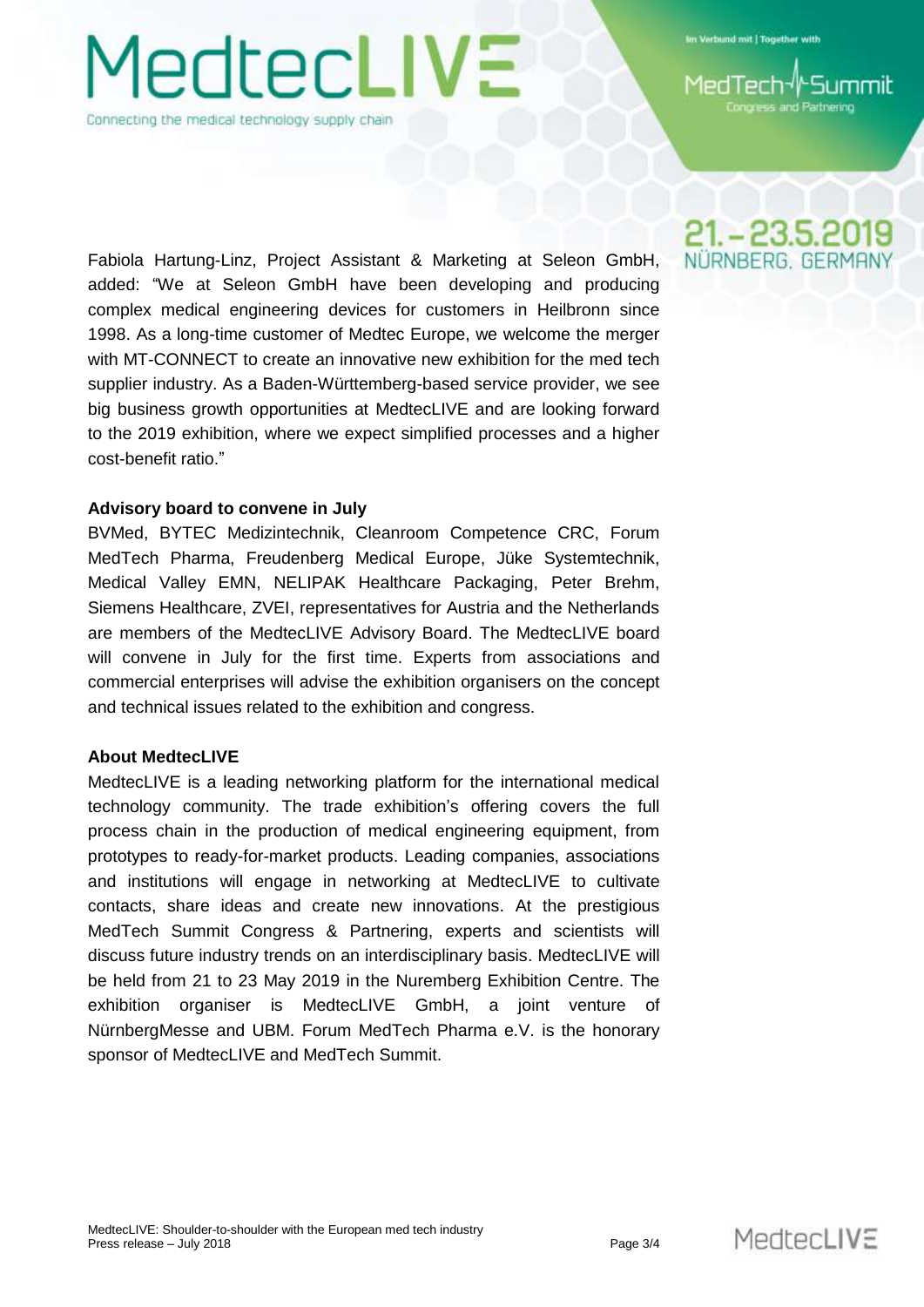Fabiola Hartung-Linz, Project Assistant & Marketing at Seleon GmbH, added: “We at Seleon GmbH have been developing and producing complex medical engineering devices for customers in Heilbronn since 1998. As a long-time customer of Medtec Europe, we welcome the merger with MT-CONNECT to create an innovative new exhibition for the med tech supplier industry. As a Baden-Württemberg-based service provider, we see big business growth opportunities at MedtecLIVE and are looking forward to the 2019 exhibition, where we expect simplified processes and a higher cost-benefit ratio.”

**Advisory board to convene in July**

BVMed, BYTEC Medizintechnik, Cleanroom Competence CRC, Forum MedTech Pharma, Freudenberg Medical Europe, Jüke Systemtechnik, Medical Valley EMN, NELIPAK Healthcare Packaging, Peter Brehm, Siemens Healthcare, ZVEI, representatives for Austria and the Netherlands are members of the MedtecLIVE Advisory Board. The MedtecLIVE board will convene in July for the first time. Experts from associations and commercial enterprises will advise the exhibition organisers on the concept and technical issues related to the exhibition and congress.

**About MedtecLIVE**

MedtecLIVE is a leading networking platform for the international medical technology community. The trade exhibition’s offering covers the full process chain in the production of medical engineering equipment, from prototypes to ready-for-market products. Leading companies, associations and institutions will engage in networking at MedtecLIVE to cultivate contacts, share ideas and create new innovations. At the prestigious MedTech Summit Congress & Partnering, experts and scientists will discuss future industry trends on an interdisciplinary basis. MedtecLIVE will be held from 21 to 23 May 2019 in the Nuremberg Exhibition Centre. The exhibition organiser is MedtecLIVE GmbH, a joint venture of NürnbergMesse and UBM. Forum MedTech Pharma e.V. is the honorary sponsor of MedtecLIVE and MedTech Summit.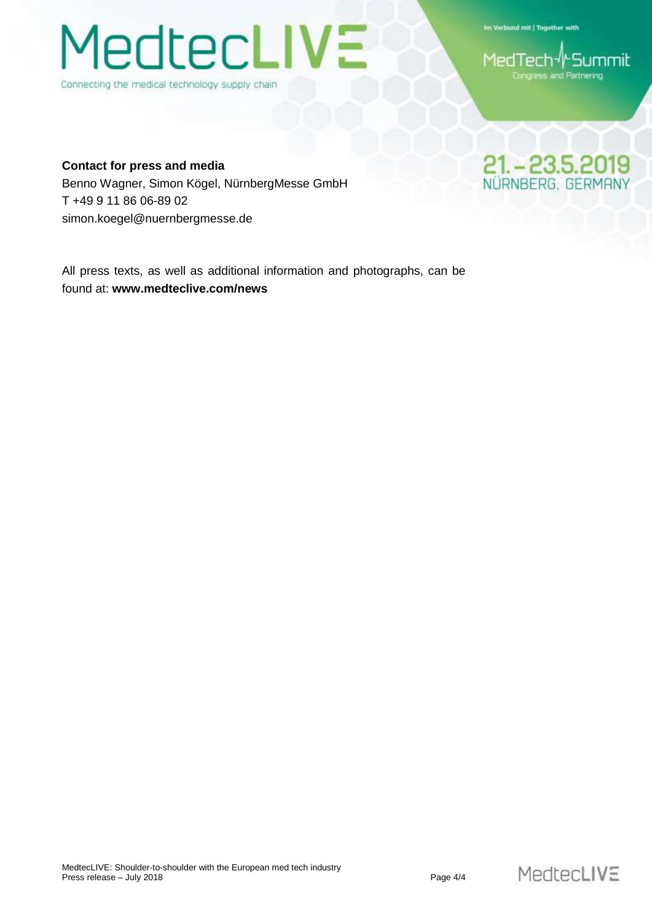**Contact for press and media**
Benno Wagner, Simon Kögel, NürnbergMesse GmbH
T +49 9 11 86 06-89 02
simon.koegel@nuernbergmesse.de

All press texts, as well as additional information and photographs, can be found at: **www.medteclive.com/news**